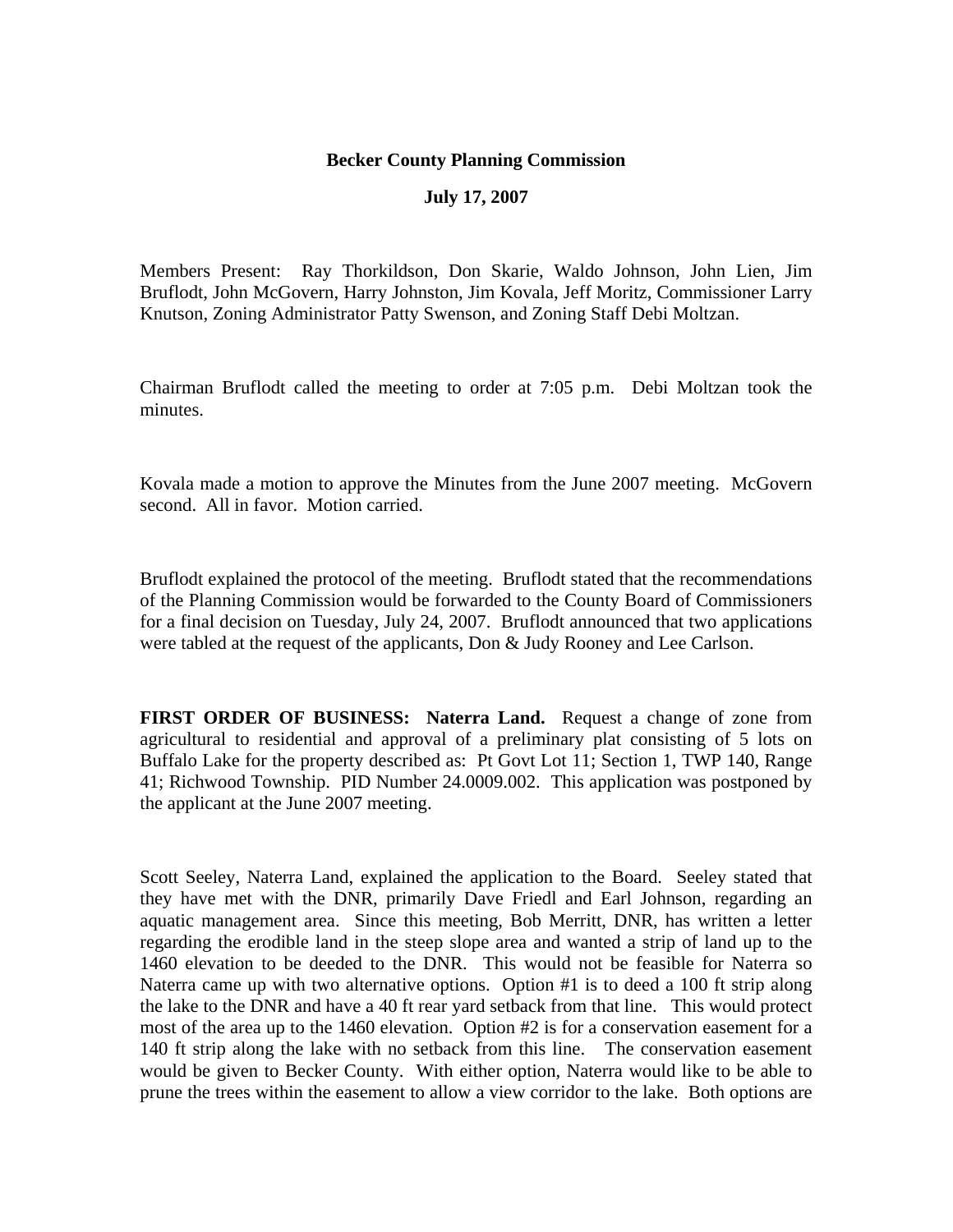**Becker County Planning Commission**

**July 17, 2007**

Members Present: Ray Thorkildson, Don Skarie, Waldo Johnson, John Lien, Jim Bruflodt, John McGovern, Harry Johnston, Jim Kovala, Jeff Moritz, Commissioner Larry Knutson, Zoning Administrator Patty Swenson, and Zoning Staff Debi Moltzan.

Chairman Bruflodt called the meeting to order at 7:05 p.m. Debi Moltzan took the minutes.

Kovala made a motion to approve the Minutes from the June 2007 meeting. McGovern second. All in favor. Motion carried.

Bruflodt explained the protocol of the meeting. Bruflodt stated that the recommendations of the Planning Commission would be forwarded to the County Board of Commissioners for a final decision on Tuesday, July 24, 2007. Bruflodt announced that two applications were tabled at the request of the applicants, Don & Judy Rooney and Lee Carlson.

**FIRST ORDER OF BUSINESS: Naterra Land.** Request a change of zone from agricultural to residential and approval of a preliminary plat consisting of 5 lots on Buffalo Lake for the property described as: Pt Govt Lot 11; Section 1, TWP 140, Range 41; Richwood Township. PID Number 24.0009.002. This application was postponed by the applicant at the June 2007 meeting.

Scott Seeley, Naterra Land, explained the application to the Board. Seeley stated that they have met with the DNR, primarily Dave Friedl and Earl Johnson, regarding an aquatic management area. Since this meeting, Bob Merritt, DNR, has written a letter regarding the erodible land in the steep slope area and wanted a strip of land up to the 1460 elevation to be deeded to the DNR. This would not be feasible for Naterra so Naterra came up with two alternative options. Option #1 is to deed a 100 ft strip along the lake to the DNR and have a 40 ft rear yard setback from that line. This would protect most of the area up to the 1460 elevation. Option #2 is for a conservation easement for a 140 ft strip along the lake with no setback from this line. The conservation easement would be given to Becker County. With either option, Naterra would like to be able to prune the trees within the easement to allow a view corridor to the lake. Both options are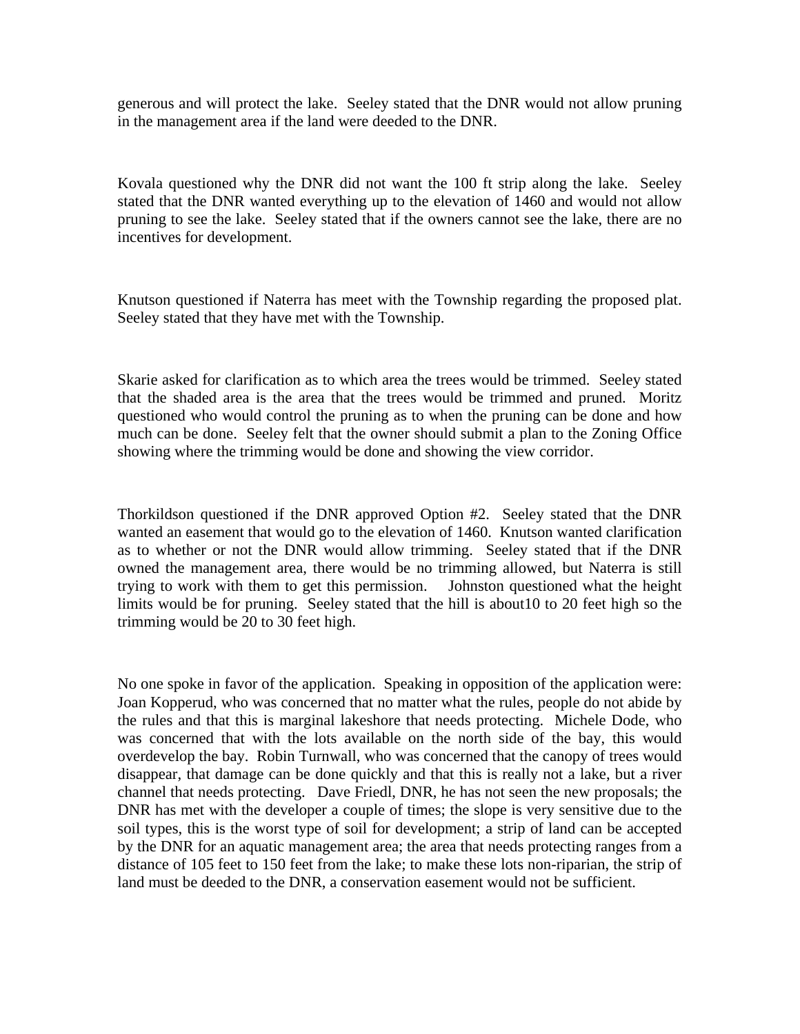generous and will protect the lake. Seeley stated that the DNR would not allow pruning in the management area if the land were deeded to the DNR.

Kovala questioned why the DNR did not want the 100 ft strip along the lake. Seeley stated that the DNR wanted everything up to the elevation of 1460 and would not allow pruning to see the lake. Seeley stated that if the owners cannot see the lake, there are no incentives for development.

Knutson questioned if Naterra has meet with the Township regarding the proposed plat. Seeley stated that they have met with the Township.

Skarie asked for clarification as to which area the trees would be trimmed. Seeley stated that the shaded area is the area that the trees would be trimmed and pruned. Moritz questioned who would control the pruning as to when the pruning can be done and how much can be done. Seeley felt that the owner should submit a plan to the Zoning Office showing where the trimming would be done and showing the view corridor.

Thorkildson questioned if the DNR approved Option #2. Seeley stated that the DNR wanted an easement that would go to the elevation of 1460. Knutson wanted clarification as to whether or not the DNR would allow trimming. Seeley stated that if the DNR owned the management area, there would be no trimming allowed, but Naterra is still trying to work with them to get this permission. Johnston questioned what the height limits would be for pruning. Seeley stated that the hill is about10 to 20 feet high so the trimming would be 20 to 30 feet high.

No one spoke in favor of the application. Speaking in opposition of the application were: Joan Kopperud, who was concerned that no matter what the rules, people do not abide by the rules and that this is marginal lakeshore that needs protecting. Michele Dode, who was concerned that with the lots available on the north side of the bay, this would overdevelop the bay. Robin Turnwall, who was concerned that the canopy of trees would disappear, that damage can be done quickly and that this is really not a lake, but a river channel that needs protecting. Dave Friedl, DNR, he has not seen the new proposals; the DNR has met with the developer a couple of times; the slope is very sensitive due to the soil types, this is the worst type of soil for development; a strip of land can be accepted by the DNR for an aquatic management area; the area that needs protecting ranges from a distance of 105 feet to 150 feet from the lake; to make these lots non-riparian, the strip of land must be deeded to the DNR, a conservation easement would not be sufficient.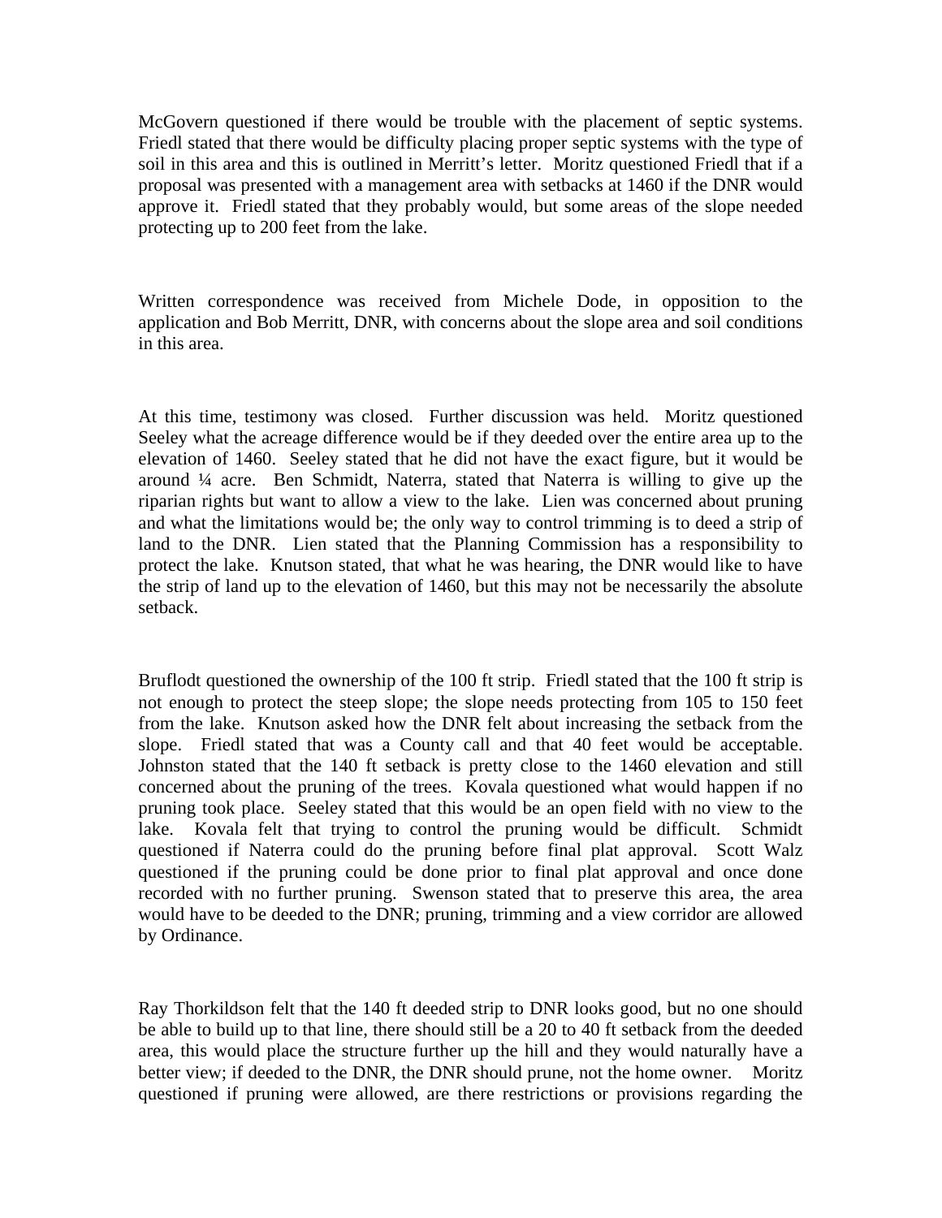McGovern questioned if there would be trouble with the placement of septic systems. Friedl stated that there would be difficulty placing proper septic systems with the type of soil in this area and this is outlined in Merritt's letter. Moritz questioned Friedl that if a proposal was presented with a management area with setbacks at 1460 if the DNR would approve it. Friedl stated that they probably would, but some areas of the slope needed protecting up to 200 feet from the lake.

Written correspondence was received from Michele Dode, in opposition to the application and Bob Merritt, DNR, with concerns about the slope area and soil conditions in this area.

At this time, testimony was closed. Further discussion was held. Moritz questioned Seeley what the acreage difference would be if they deeded over the entire area up to the elevation of 1460. Seeley stated that he did not have the exact figure, but it would be around ¼ acre. Ben Schmidt, Naterra, stated that Naterra is willing to give up the riparian rights but want to allow a view to the lake. Lien was concerned about pruning and what the limitations would be; the only way to control trimming is to deed a strip of land to the DNR. Lien stated that the Planning Commission has a responsibility to protect the lake. Knutson stated, that what he was hearing, the DNR would like to have the strip of land up to the elevation of 1460, but this may not be necessarily the absolute setback.

Bruflodt questioned the ownership of the 100 ft strip. Friedl stated that the 100 ft strip is not enough to protect the steep slope; the slope needs protecting from 105 to 150 feet from the lake. Knutson asked how the DNR felt about increasing the setback from the slope. Friedl stated that was a County call and that 40 feet would be acceptable. Johnston stated that the 140 ft setback is pretty close to the 1460 elevation and still concerned about the pruning of the trees. Kovala questioned what would happen if no pruning took place. Seeley stated that this would be an open field with no view to the lake. Kovala felt that trying to control the pruning would be difficult. Schmidt questioned if Naterra could do the pruning before final plat approval. Scott Walz questioned if the pruning could be done prior to final plat approval and once done recorded with no further pruning. Swenson stated that to preserve this area, the area would have to be deeded to the DNR; pruning, trimming and a view corridor are allowed by Ordinance.

Ray Thorkildson felt that the 140 ft deeded strip to DNR looks good, but no one should be able to build up to that line, there should still be a 20 to 40 ft setback from the deeded area, this would place the structure further up the hill and they would naturally have a better view; if deeded to the DNR, the DNR should prune, not the home owner. Moritz questioned if pruning were allowed, are there restrictions or provisions regarding the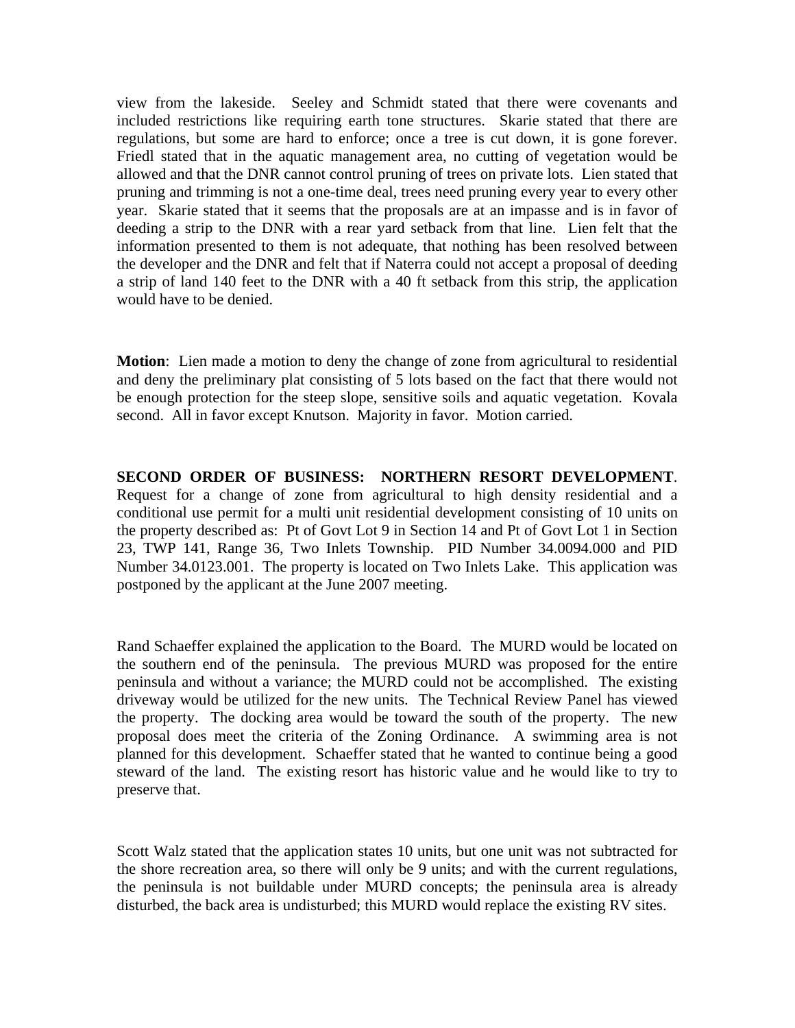view from the lakeside. Seeley and Schmidt stated that there were covenants and included restrictions like requiring earth tone structures. Skarie stated that there are regulations, but some are hard to enforce; once a tree is cut down, it is gone forever. Friedl stated that in the aquatic management area, no cutting of vegetation would be allowed and that the DNR cannot control pruning of trees on private lots. Lien stated that pruning and trimming is not a one-time deal, trees need pruning every year to every other year. Skarie stated that it seems that the proposals are at an impasse and is in favor of deeding a strip to the DNR with a rear yard setback from that line. Lien felt that the information presented to them is not adequate, that nothing has been resolved between the developer and the DNR and felt that if Naterra could not accept a proposal of deeding a strip of land 140 feet to the DNR with a 40 ft setback from this strip, the application would have to be denied.

**Motion**: Lien made a motion to deny the change of zone from agricultural to residential and deny the preliminary plat consisting of 5 lots based on the fact that there would not be enough protection for the steep slope, sensitive soils and aquatic vegetation. Kovala second. All in favor except Knutson. Majority in favor. Motion carried.

**SECOND ORDER OF BUSINESS: NORTHERN RESORT DEVELOPMENT**. Request for a change of zone from agricultural to high density residential and a conditional use permit for a multi unit residential development consisting of 10 units on the property described as: Pt of Govt Lot 9 in Section 14 and Pt of Govt Lot 1 in Section 23, TWP 141, Range 36, Two Inlets Township. PID Number 34.0094.000 and PID Number 34.0123.001. The property is located on Two Inlets Lake. This application was postponed by the applicant at the June 2007 meeting.

Rand Schaeffer explained the application to the Board. The MURD would be located on the southern end of the peninsula. The previous MURD was proposed for the entire peninsula and without a variance; the MURD could not be accomplished. The existing driveway would be utilized for the new units. The Technical Review Panel has viewed the property. The docking area would be toward the south of the property. The new proposal does meet the criteria of the Zoning Ordinance. A swimming area is not planned for this development. Schaeffer stated that he wanted to continue being a good steward of the land. The existing resort has historic value and he would like to try to preserve that.

Scott Walz stated that the application states 10 units, but one unit was not subtracted for the shore recreation area, so there will only be 9 units; and with the current regulations, the peninsula is not buildable under MURD concepts; the peninsula area is already disturbed, the back area is undisturbed; this MURD would replace the existing RV sites.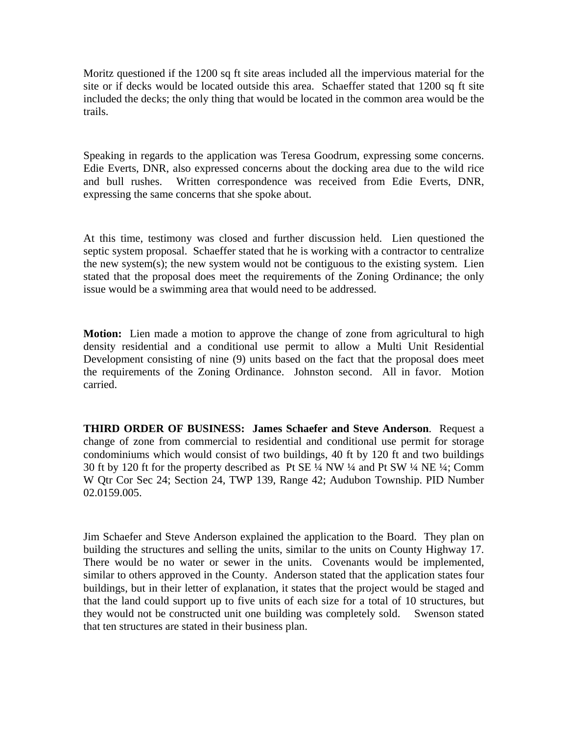Moritz questioned if the 1200 sq ft site areas included all the impervious material for the site or if decks would be located outside this area. Schaeffer stated that 1200 sq ft site included the decks; the only thing that would be located in the common area would be the trails.

Speaking in regards to the application was Teresa Goodrum, expressing some concerns. Edie Everts, DNR, also expressed concerns about the docking area due to the wild rice and bull rushes. Written correspondence was received from Edie Everts, DNR, expressing the same concerns that she spoke about.

At this time, testimony was closed and further discussion held. Lien questioned the septic system proposal. Schaeffer stated that he is working with a contractor to centralize the new system(s); the new system would not be contiguous to the existing system. Lien stated that the proposal does meet the requirements of the Zoning Ordinance; the only issue would be a swimming area that would need to be addressed.

**Motion:** Lien made a motion to approve the change of zone from agricultural to high density residential and a conditional use permit to allow a Multi Unit Residential Development consisting of nine (9) units based on the fact that the proposal does meet the requirements of the Zoning Ordinance. Johnston second. All in favor. Motion carried.

**THIRD ORDER OF BUSINESS: James Schaefer and Steve Anderson**. Request a change of zone from commercial to residential and conditional use permit for storage condominiums which would consist of two buildings, 40 ft by 120 ft and two buildings 30 ft by 120 ft for the property described as Pt SE ¼ NW ¼ and Pt SW ¼ NE ¼; Comm W Qtr Cor Sec 24; Section 24, TWP 139, Range 42; Audubon Township. PID Number 02.0159.005.

Jim Schaefer and Steve Anderson explained the application to the Board. They plan on building the structures and selling the units, similar to the units on County Highway 17. There would be no water or sewer in the units. Covenants would be implemented, similar to others approved in the County. Anderson stated that the application states four buildings, but in their letter of explanation, it states that the project would be staged and that the land could support up to five units of each size for a total of 10 structures, but they would not be constructed unit one building was completely sold. Swenson stated that ten structures are stated in their business plan.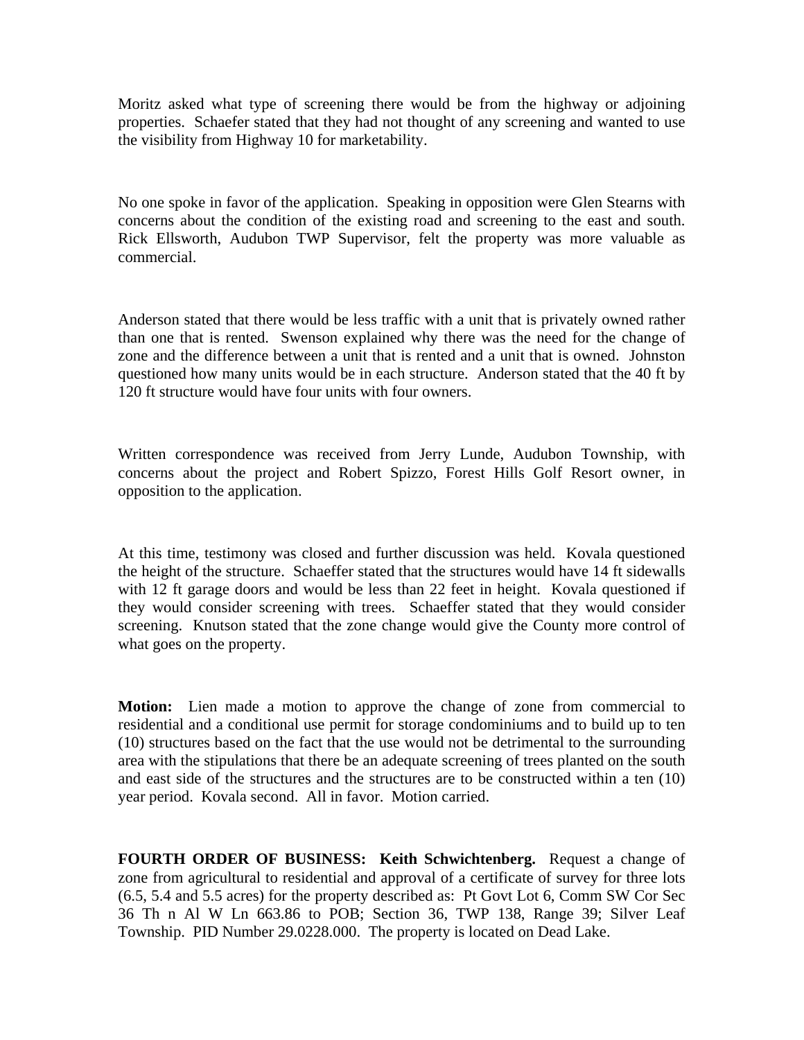Moritz asked what type of screening there would be from the highway or adjoining properties. Schaefer stated that they had not thought of any screening and wanted to use the visibility from Highway 10 for marketability.

No one spoke in favor of the application. Speaking in opposition were Glen Stearns with concerns about the condition of the existing road and screening to the east and south. Rick Ellsworth, Audubon TWP Supervisor, felt the property was more valuable as commercial.

Anderson stated that there would be less traffic with a unit that is privately owned rather than one that is rented. Swenson explained why there was the need for the change of zone and the difference between a unit that is rented and a unit that is owned. Johnston questioned how many units would be in each structure. Anderson stated that the 40 ft by 120 ft structure would have four units with four owners.

Written correspondence was received from Jerry Lunde, Audubon Township, with concerns about the project and Robert Spizzo, Forest Hills Golf Resort owner, in opposition to the application.

At this time, testimony was closed and further discussion was held. Kovala questioned the height of the structure. Schaeffer stated that the structures would have 14 ft sidewalls with 12 ft garage doors and would be less than 22 feet in height. Kovala questioned if they would consider screening with trees. Schaeffer stated that they would consider screening. Knutson stated that the zone change would give the County more control of what goes on the property.

**Motion:** Lien made a motion to approve the change of zone from commercial to residential and a conditional use permit for storage condominiums and to build up to ten (10) structures based on the fact that the use would not be detrimental to the surrounding area with the stipulations that there be an adequate screening of trees planted on the south and east side of the structures and the structures are to be constructed within a ten (10) year period. Kovala second. All in favor. Motion carried.

**FOURTH ORDER OF BUSINESS: Keith Schwichtenberg.** Request a change of zone from agricultural to residential and approval of a certificate of survey for three lots (6.5, 5.4 and 5.5 acres) for the property described as: Pt Govt Lot 6, Comm SW Cor Sec 36 Th n Al W Ln 663.86 to POB; Section 36, TWP 138, Range 39; Silver Leaf Township. PID Number 29.0228.000. The property is located on Dead Lake.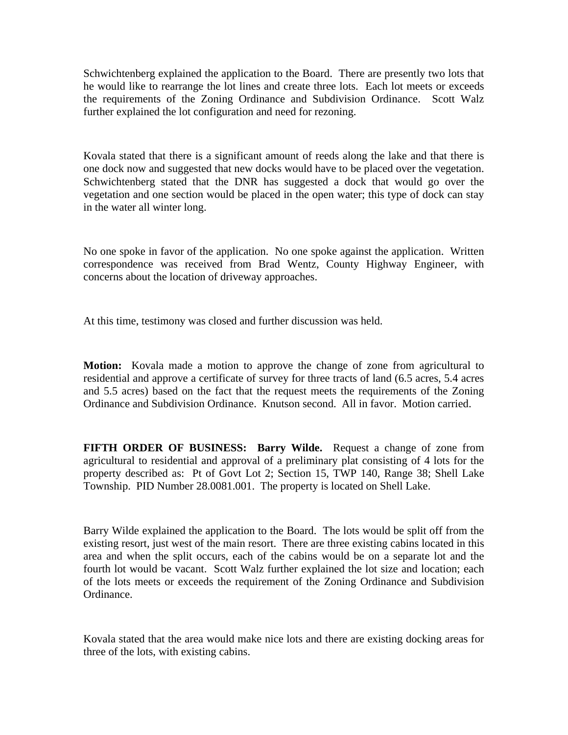Schwichtenberg explained the application to the Board. There are presently two lots that he would like to rearrange the lot lines and create three lots. Each lot meets or exceeds the requirements of the Zoning Ordinance and Subdivision Ordinance. Scott Walz further explained the lot configuration and need for rezoning.

Kovala stated that there is a significant amount of reeds along the lake and that there is one dock now and suggested that new docks would have to be placed over the vegetation. Schwichtenberg stated that the DNR has suggested a dock that would go over the vegetation and one section would be placed in the open water; this type of dock can stay in the water all winter long.

No one spoke in favor of the application. No one spoke against the application. Written correspondence was received from Brad Wentz, County Highway Engineer, with concerns about the location of driveway approaches.

At this time, testimony was closed and further discussion was held.

**Motion:** Kovala made a motion to approve the change of zone from agricultural to residential and approve a certificate of survey for three tracts of land (6.5 acres, 5.4 acres and 5.5 acres) based on the fact that the request meets the requirements of the Zoning Ordinance and Subdivision Ordinance. Knutson second. All in favor. Motion carried.

**FIFTH ORDER OF BUSINESS: Barry Wilde.** Request a change of zone from agricultural to residential and approval of a preliminary plat consisting of 4 lots for the property described as: Pt of Govt Lot 2; Section 15, TWP 140, Range 38; Shell Lake Township. PID Number 28.0081.001. The property is located on Shell Lake.

Barry Wilde explained the application to the Board. The lots would be split off from the existing resort, just west of the main resort. There are three existing cabins located in this area and when the split occurs, each of the cabins would be on a separate lot and the fourth lot would be vacant. Scott Walz further explained the lot size and location; each of the lots meets or exceeds the requirement of the Zoning Ordinance and Subdivision Ordinance.

Kovala stated that the area would make nice lots and there are existing docking areas for three of the lots, with existing cabins.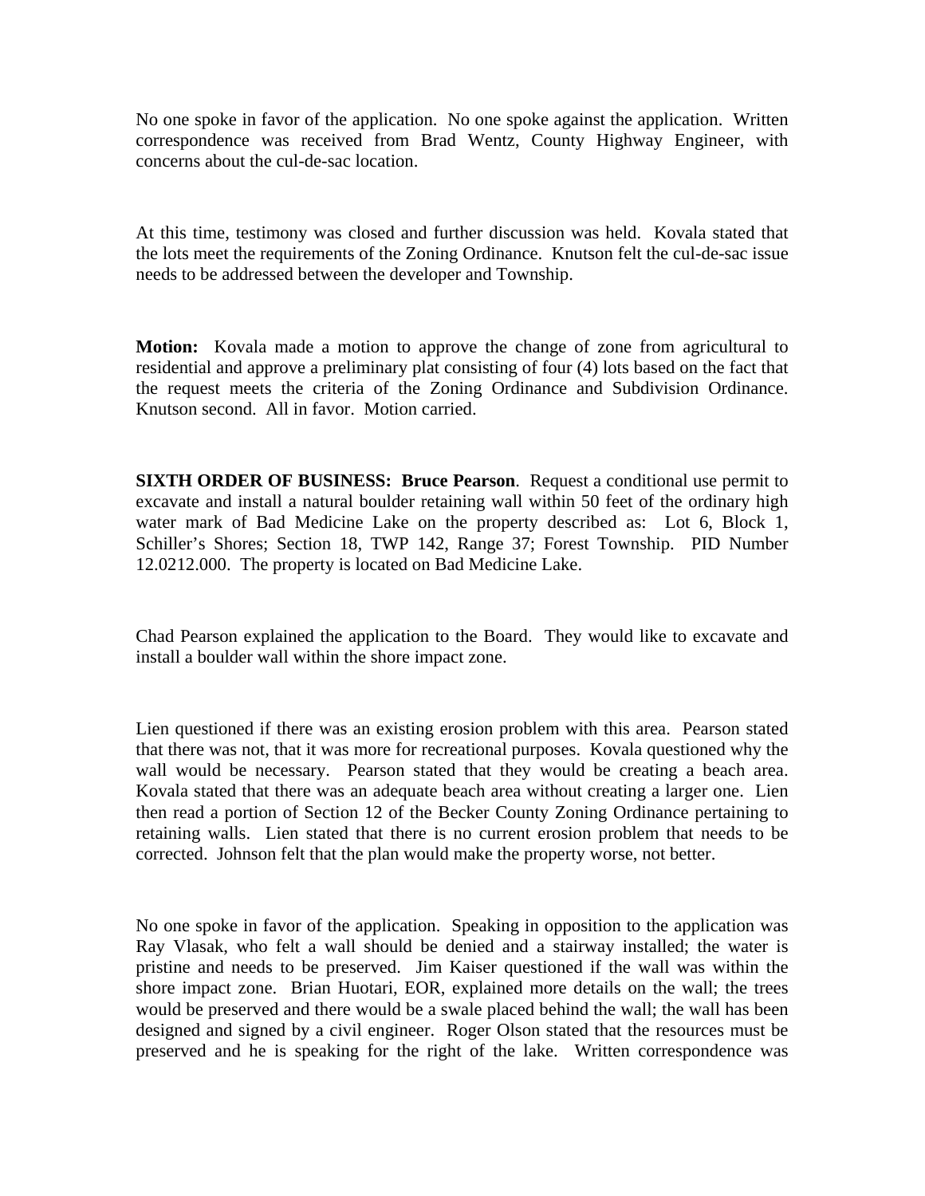No one spoke in favor of the application. No one spoke against the application. Written correspondence was received from Brad Wentz, County Highway Engineer, with concerns about the cul-de-sac location.

At this time, testimony was closed and further discussion was held. Kovala stated that the lots meet the requirements of the Zoning Ordinance. Knutson felt the cul-de-sac issue needs to be addressed between the developer and Township.

**Motion:** Kovala made a motion to approve the change of zone from agricultural to residential and approve a preliminary plat consisting of four (4) lots based on the fact that the request meets the criteria of the Zoning Ordinance and Subdivision Ordinance. Knutson second. All in favor. Motion carried.

**SIXTH ORDER OF BUSINESS: Bruce Pearson**. Request a conditional use permit to excavate and install a natural boulder retaining wall within 50 feet of the ordinary high water mark of Bad Medicine Lake on the property described as: Lot 6, Block 1, Schiller's Shores; Section 18, TWP 142, Range 37; Forest Township. PID Number 12.0212.000. The property is located on Bad Medicine Lake.

Chad Pearson explained the application to the Board. They would like to excavate and install a boulder wall within the shore impact zone.

Lien questioned if there was an existing erosion problem with this area. Pearson stated that there was not, that it was more for recreational purposes. Kovala questioned why the wall would be necessary. Pearson stated that they would be creating a beach area. Kovala stated that there was an adequate beach area without creating a larger one. Lien then read a portion of Section 12 of the Becker County Zoning Ordinance pertaining to retaining walls. Lien stated that there is no current erosion problem that needs to be corrected. Johnson felt that the plan would make the property worse, not better.

No one spoke in favor of the application. Speaking in opposition to the application was Ray Vlasak, who felt a wall should be denied and a stairway installed; the water is pristine and needs to be preserved. Jim Kaiser questioned if the wall was within the shore impact zone. Brian Huotari, EOR, explained more details on the wall; the trees would be preserved and there would be a swale placed behind the wall; the wall has been designed and signed by a civil engineer. Roger Olson stated that the resources must be preserved and he is speaking for the right of the lake. Written correspondence was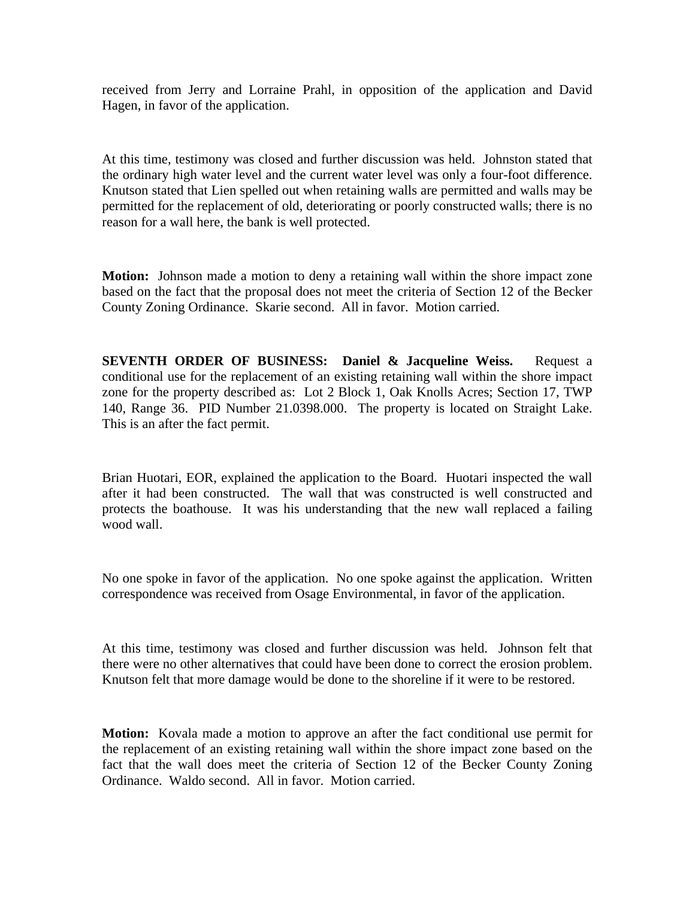received from Jerry and Lorraine Prahl, in opposition of the application and David Hagen, in favor of the application.

At this time, testimony was closed and further discussion was held. Johnston stated that the ordinary high water level and the current water level was only a four-foot difference. Knutson stated that Lien spelled out when retaining walls are permitted and walls may be permitted for the replacement of old, deteriorating or poorly constructed walls; there is no reason for a wall here, the bank is well protected.

**Motion:** Johnson made a motion to deny a retaining wall within the shore impact zone based on the fact that the proposal does not meet the criteria of Section 12 of the Becker County Zoning Ordinance. Skarie second. All in favor. Motion carried.

**SEVENTH ORDER OF BUSINESS: Daniel & Jacqueline Weiss.** Request a conditional use for the replacement of an existing retaining wall within the shore impact zone for the property described as: Lot 2 Block 1, Oak Knolls Acres; Section 17, TWP 140, Range 36. PID Number 21.0398.000. The property is located on Straight Lake. This is an after the fact permit.

Brian Huotari, EOR, explained the application to the Board. Huotari inspected the wall after it had been constructed. The wall that was constructed is well constructed and protects the boathouse. It was his understanding that the new wall replaced a failing wood wall.

No one spoke in favor of the application. No one spoke against the application. Written correspondence was received from Osage Environmental, in favor of the application.

At this time, testimony was closed and further discussion was held. Johnson felt that there were no other alternatives that could have been done to correct the erosion problem. Knutson felt that more damage would be done to the shoreline if it were to be restored.

**Motion:** Kovala made a motion to approve an after the fact conditional use permit for the replacement of an existing retaining wall within the shore impact zone based on the fact that the wall does meet the criteria of Section 12 of the Becker County Zoning Ordinance. Waldo second. All in favor. Motion carried.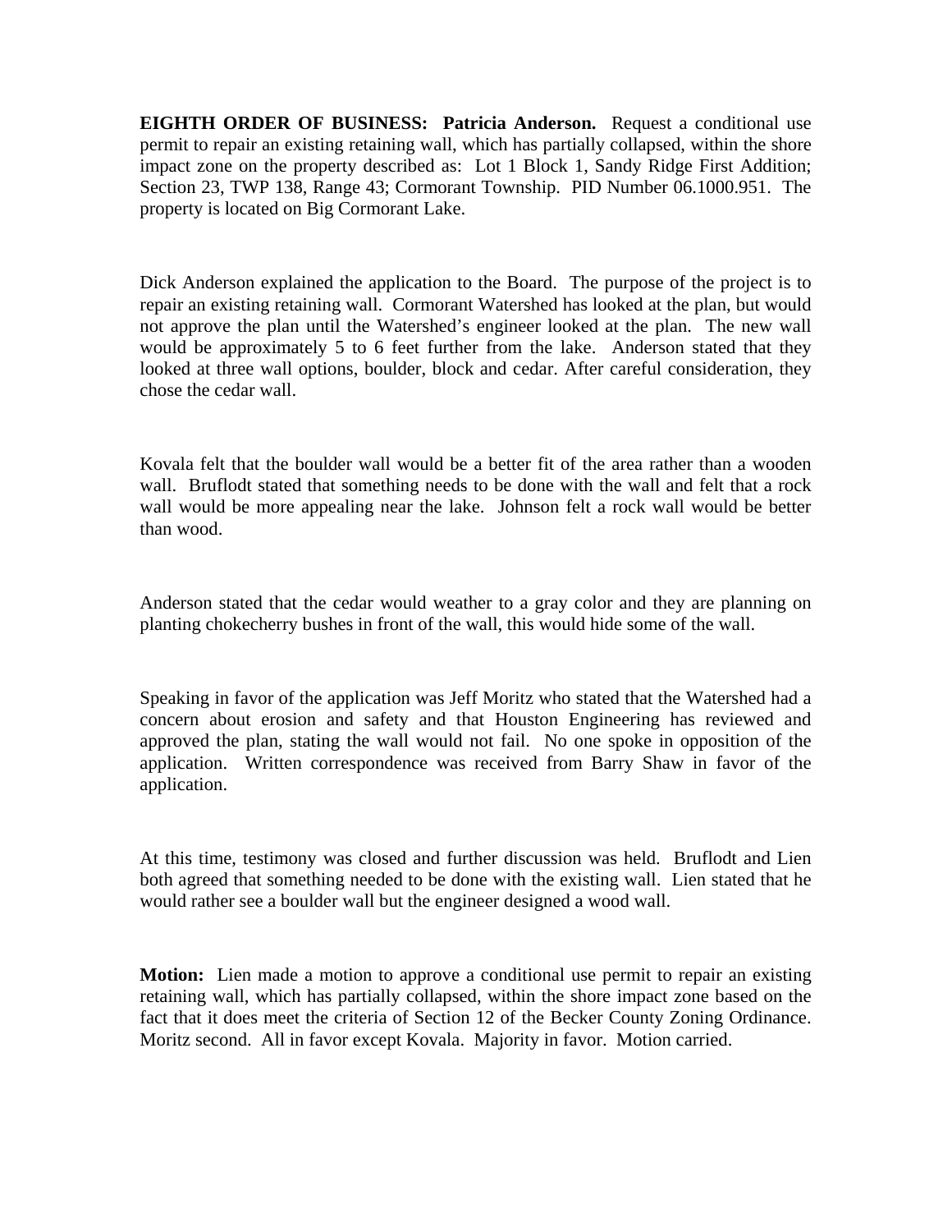**EIGHTH ORDER OF BUSINESS: Patricia Anderson.** Request a conditional use permit to repair an existing retaining wall, which has partially collapsed, within the shore impact zone on the property described as: Lot 1 Block 1, Sandy Ridge First Addition; Section 23, TWP 138, Range 43; Cormorant Township. PID Number 06.1000.951. The property is located on Big Cormorant Lake.

Dick Anderson explained the application to the Board. The purpose of the project is to repair an existing retaining wall. Cormorant Watershed has looked at the plan, but would not approve the plan until the Watershed's engineer looked at the plan. The new wall would be approximately 5 to 6 feet further from the lake. Anderson stated that they looked at three wall options, boulder, block and cedar. After careful consideration, they chose the cedar wall.

Kovala felt that the boulder wall would be a better fit of the area rather than a wooden wall. Bruflodt stated that something needs to be done with the wall and felt that a rock wall would be more appealing near the lake. Johnson felt a rock wall would be better than wood.

Anderson stated that the cedar would weather to a gray color and they are planning on planting chokecherry bushes in front of the wall, this would hide some of the wall.

Speaking in favor of the application was Jeff Moritz who stated that the Watershed had a concern about erosion and safety and that Houston Engineering has reviewed and approved the plan, stating the wall would not fail. No one spoke in opposition of the application. Written correspondence was received from Barry Shaw in favor of the application.

At this time, testimony was closed and further discussion was held. Bruflodt and Lien both agreed that something needed to be done with the existing wall. Lien stated that he would rather see a boulder wall but the engineer designed a wood wall.

**Motion:** Lien made a motion to approve a conditional use permit to repair an existing retaining wall, which has partially collapsed, within the shore impact zone based on the fact that it does meet the criteria of Section 12 of the Becker County Zoning Ordinance. Moritz second. All in favor except Kovala. Majority in favor. Motion carried.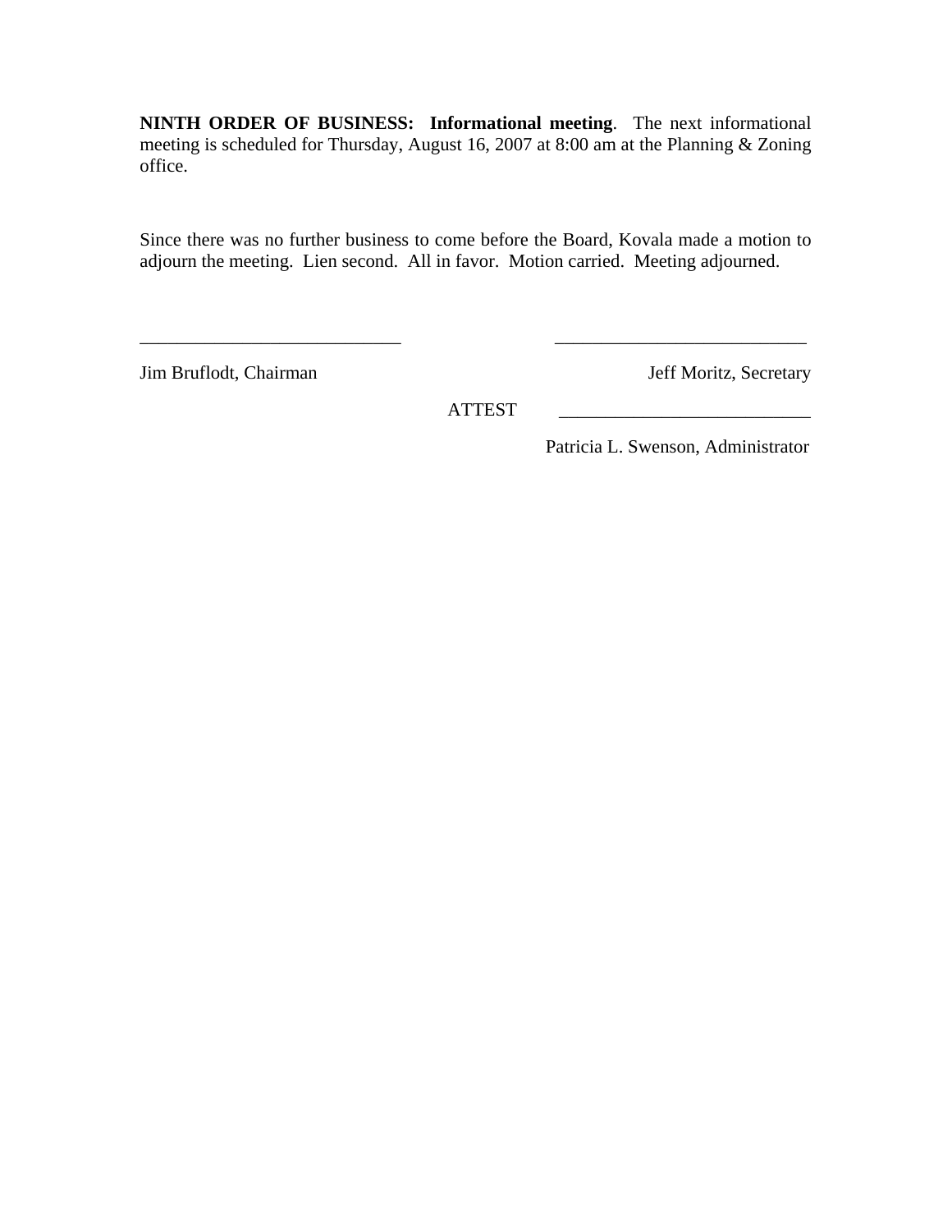**NINTH ORDER OF BUSINESS: Informational meeting**. The next informational meeting is scheduled for Thursday, August 16, 2007 at 8:00 am at the Planning & Zoning office.

Since there was no further business to come before the Board, Kovala made a motion to adjourn the meeting. Lien second. All in favor. Motion carried. Meeting adjourned.

\_\_\_\_\_\_\_\_\_\_\_\_\_\_\_\_\_\_\_\_\_\_\_\_\_\_\_\_ \_\_\_\_\_\_\_\_\_\_\_\_\_\_\_\_\_\_\_\_\_\_\_\_\_\_\_

Jim Bruflodt, Chairman Jeff Moritz, Secretary

ATTEST \_\_\_\_\_\_\_\_\_\_\_\_\_\_\_\_\_\_\_\_\_\_\_\_\_\_\_

Patricia L. Swenson, Administrator